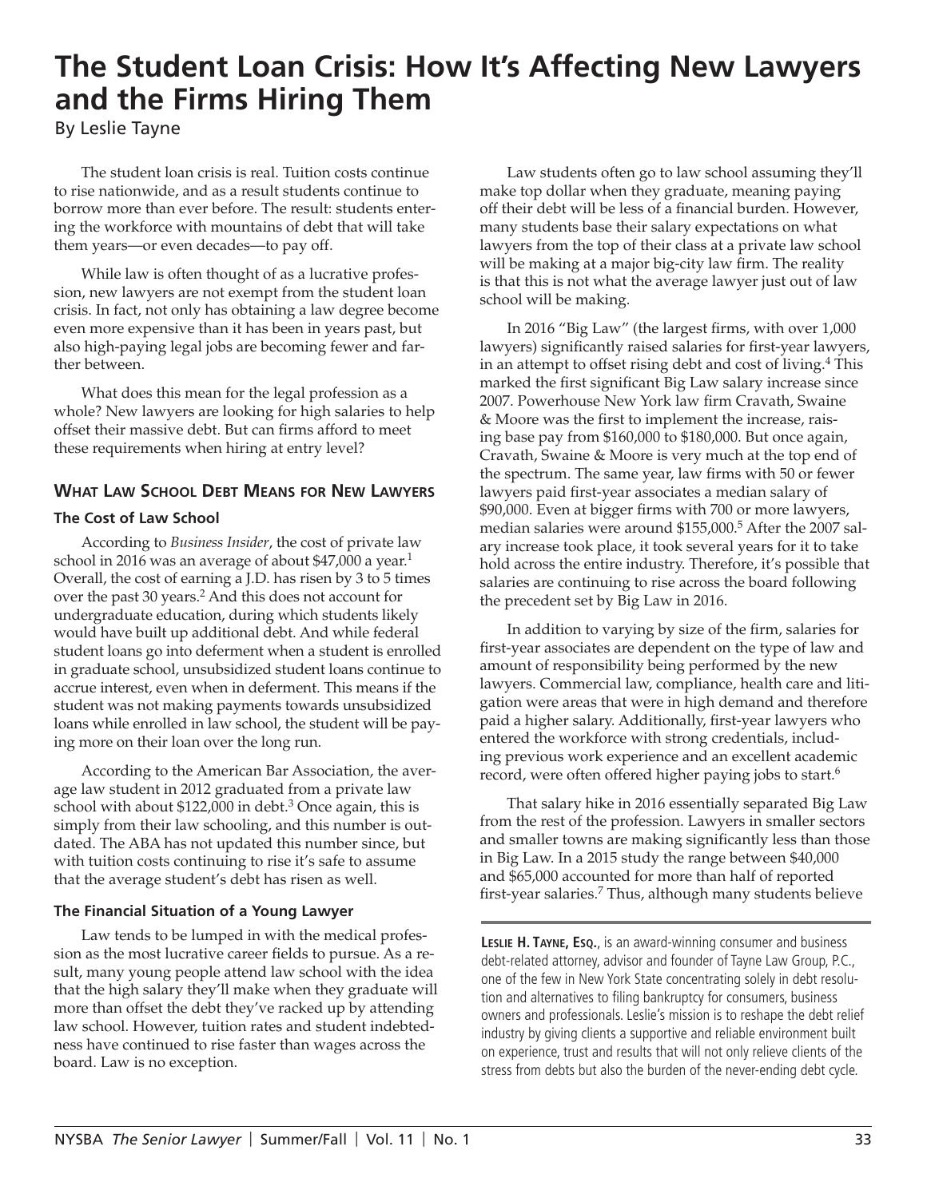# The Student Loan Crisis: How It's Affecting New Lawyers and the Firms Hiring Them

By Leslie Tayne

The student loan crisis is real. Tuition costs continue to rise nationwide, and as a result students continue to borrow more than ever before. The result: students entering the workforce with mountains of debt that will take them years—or even decades—to pay off.

While law is often thought of as a lucrative profession, new lawyers are not exempt from the student loan crisis. In fact, not only has obtaining a law degree become even more expensive than it has been in years past, but also high-paying legal jobs are becoming fewer and farther between.

What does this mean for the legal profession as a whole? New lawyers are looking for high salaries to help offset their massive debt. But can firms afford to meet these requirements when hiring at entry level?

## What Law School Debt Means for New Lawyers

### The Cost of Law School

According to *Business Insider*, the cost of private law school in 2016 was an average of about $47,000 a year.[1] Overall, the cost of earning a J.D. has risen by 3 to 5 times over the past 30 years.[2] And this does not account for undergraduate education, during which students likely would have built up additional debt. And while federal student loans go into deferment when a student is enrolled in graduate school, unsubsidized student loans continue to accrue interest, even when in deferment. This means if the student was not making payments towards unsubsidized loans while enrolled in law school, the student will be paying more on their loan over the long run.

According to the American Bar Association, the average law student in 2012 graduated from a private law school with about $122,000 in debt.[3] Once again, this is simply from their law schooling, and this number is outdated. The ABA has not updated this number since, but with tuition costs continuing to rise it's safe to assume that the average student's debt has risen as well.

### The Financial Situation of a Young Lawyer

Law tends to be lumped in with the medical profession as the most lucrative career fields to pursue. As a result, many young people attend law school with the idea that the high salary they'll make when they graduate will more than offset the debt they've racked up by attending law school. However, tuition rates and student indebtedness have continued to rise faster than wages across the board. Law is no exception.

Law students often go to law school assuming they'll make top dollar when they graduate, meaning paying off their debt will be less of a financial burden. However, many students base their salary expectations on what lawyers from the top of their class at a private law school will be making at a major big-city law firm. The reality is that this is not what the average lawyer just out of law school will be making.

In 2016 "Big Law" (the largest firms, with over 1,000 lawyers) significantly raised salaries for first-year lawyers, in an attempt to offset rising debt and cost of living.[4] This marked the first significant Big Law salary increase since 2007. Powerhouse New York law firm Cravath, Swaine & Moore was the first to implement the increase, raising base pay from $160,000 to $180,000. But once again, Cravath, Swaine & Moore is very much at the top end of the spectrum. The same year, law firms with 50 or fewer lawyers paid first-year associates a median salary of $90,000. Even at bigger firms with 700 or more lawyers, median salaries were around $155,000.[5] After the 2007 salary increase took place, it took several years for it to take hold across the entire industry. Therefore, it's possible that salaries are continuing to rise across the board following the precedent set by Big Law in 2016.

In addition to varying by size of the firm, salaries for first-year associates are dependent on the type of law and amount of responsibility being performed by the new lawyers. Commercial law, compliance, health care and litigation were areas that were in high demand and therefore paid a higher salary. Additionally, first-year lawyers who entered the workforce with strong credentials, including previous work experience and an excellent academic record, were often offered higher paying jobs to start.[6]

That salary hike in 2016 essentially separated Big Law from the rest of the profession. Lawyers in smaller sectors and smaller towns are making significantly less than those in Big Law. In a 2015 study the range between $40,000 and $65,000 accounted for more than half of reported first-year salaries.[7] Thus, although many students believe

---

**Leslie H. Tayne, Esq.**, is an award-winning consumer and business debt-related attorney, advisor and founder of Tayne Law Group, P.C., one of the few in New York State concentrating solely in debt resolution and alternatives to filing bankruptcy for consumers, business owners and professionals. Leslie's mission is to reshape the debt relief industry by giving clients a supportive and reliable environment built on experience, trust and results that will not only relieve clients of the stress from debts but also the burden of the never-ending debt cycle.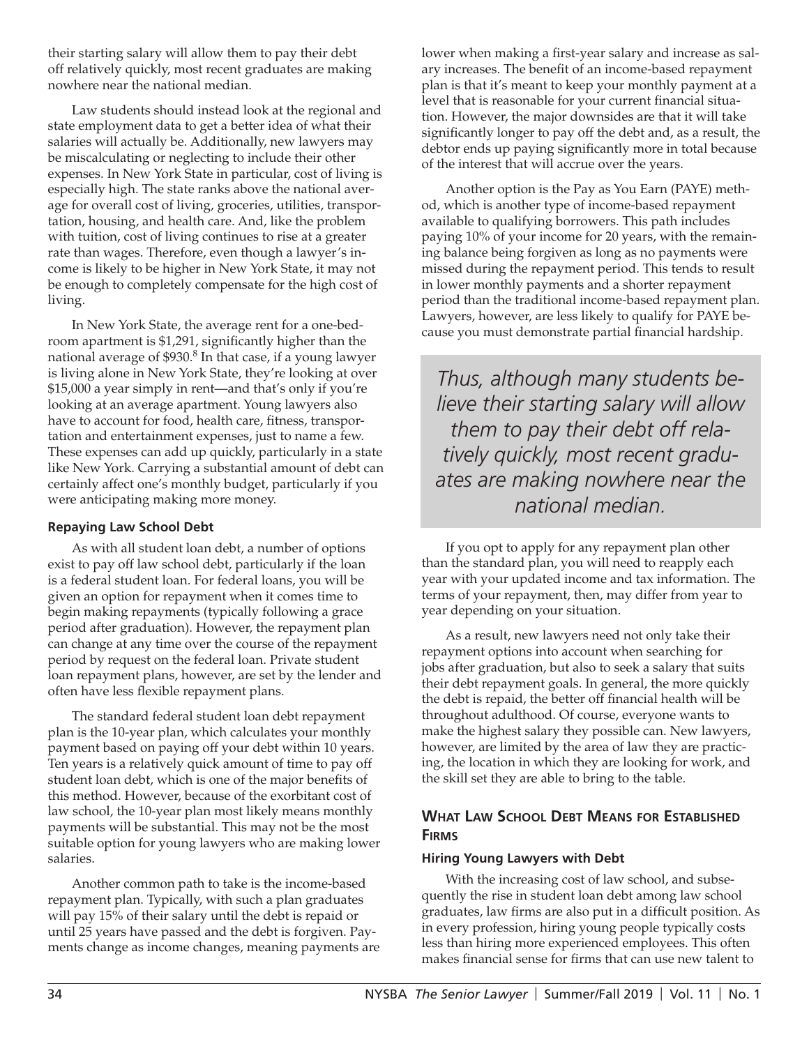their starting salary will allow them to pay their debt off relatively quickly, most recent graduates are making nowhere near the national median.

Law students should instead look at the regional and state employment data to get a better idea of what their salaries will actually be. Additionally, new lawyers may be miscalculating or neglecting to include their other expenses. In New York State in particular, cost of living is especially high. The state ranks above the national average for overall cost of living, groceries, utilities, transportation, housing, and health care. And, like the problem with tuition, cost of living continues to rise at a greater rate than wages. Therefore, even though a lawyer's income is likely to be higher in New York State, it may not be enough to completely compensate for the high cost of living.

In New York State, the average rent for a one-bedroom apartment is $1,291, significantly higher than the national average of $930.[8] In that case, if a young lawyer is living alone in New York State, they're looking at over $15,000 a year simply in rent—and that's only if you're looking at an average apartment. Young lawyers also have to account for food, health care, fitness, transportation and entertainment expenses, just to name a few. These expenses can add up quickly, particularly in a state like New York. Carrying a substantial amount of debt can certainly affect one's monthly budget, particularly if you were anticipating making more money.

### Repaying Law School Debt

As with all student loan debt, a number of options exist to pay off law school debt, particularly if the loan is a federal student loan. For federal loans, you will be given an option for repayment when it comes time to begin making repayments (typically following a grace period after graduation). However, the repayment plan can change at any time over the course of the repayment period by request on the federal loan. Private student loan repayment plans, however, are set by the lender and often have less flexible repayment plans.

The standard federal student loan debt repayment plan is the 10-year plan, which calculates your monthly payment based on paying off your debt within 10 years. Ten years is a relatively quick amount of time to pay off student loan debt, which is one of the major benefits of this method. However, because of the exorbitant cost of law school, the 10-year plan most likely means monthly payments will be substantial. This may not be the most suitable option for young lawyers who are making lower salaries.

Another common path to take is the income-based repayment plan. Typically, with such a plan graduates will pay 15% of their salary until the debt is repaid or until 25 years have passed and the debt is forgiven. Payments change as income changes, meaning payments are lower when making a first-year salary and increase as salary increases. The benefit of an income-based repayment plan is that it's meant to keep your monthly payment at a level that is reasonable for your current financial situation. However, the major downsides are that it will take significantly longer to pay off the debt and, as a result, the debtor ends up paying significantly more in total because of the interest that will accrue over the years.

Another option is the Pay as You Earn (PAYE) method, which is another type of income-based repayment available to qualifying borrowers. This path includes paying 10% of your income for 20 years, with the remaining balance being forgiven as long as no payments were missed during the repayment period. This tends to result in lower monthly payments and a shorter repayment period than the traditional income-based repayment plan. Lawyers, however, are less likely to qualify for PAYE because you must demonstrate partial financial hardship.

> *Thus, although many students believe their starting salary will allow them to pay their debt off relatively quickly, most recent graduates are making nowhere near the national median.*

If you opt to apply for any repayment plan other than the standard plan, you will need to reapply each year with your updated income and tax information. The terms of your repayment, then, may differ from year to year depending on your situation.

As a result, new lawyers need not only take their repayment options into account when searching for jobs after graduation, but also to seek a salary that suits their debt repayment goals. In general, the more quickly the debt is repaid, the better off financial health will be throughout adulthood. Of course, everyone wants to make the highest salary they possible can. New lawyers, however, are limited by the area of law they are practicing, the location in which they are looking for work, and the skill set they are able to bring to the table.

## What Law School Debt Means for Established Firms

### Hiring Young Lawyers with Debt

With the increasing cost of law school, and subsequently the rise in student loan debt among law school graduates, law firms are also put in a difficult position. As in every profession, hiring young people typically costs less than hiring more experienced employees. This often makes financial sense for firms that can use new talent to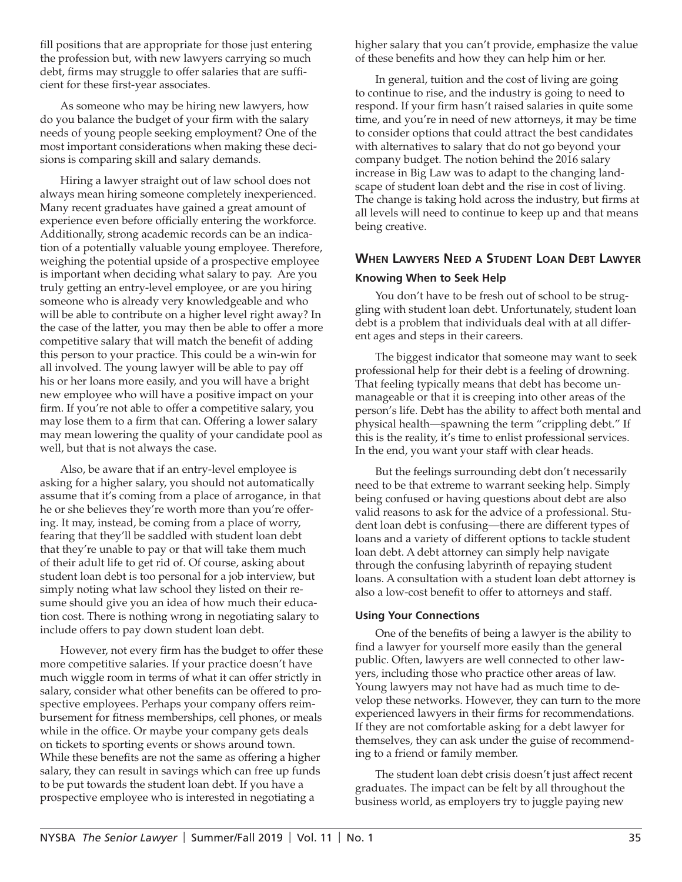fill positions that are appropriate for those just entering the profession but, with new lawyers carrying so much debt, firms may struggle to offer salaries that are sufficient for these first-year associates.

As someone who may be hiring new lawyers, how do you balance the budget of your firm with the salary needs of young people seeking employment? One of the most important considerations when making these decisions is comparing skill and salary demands.

Hiring a lawyer straight out of law school does not always mean hiring someone completely inexperienced. Many recent graduates have gained a great amount of experience even before officially entering the workforce. Additionally, strong academic records can be an indication of a potentially valuable young employee. Therefore, weighing the potential upside of a prospective employee is important when deciding what salary to pay. Are you truly getting an entry-level employee, or are you hiring someone who is already very knowledgeable and who will be able to contribute on a higher level right away? In the case of the latter, you may then be able to offer a more competitive salary that will match the benefit of adding this person to your practice. This could be a win-win for all involved. The young lawyer will be able to pay off his or her loans more easily, and you will have a bright new employee who will have a positive impact on your firm. If you're not able to offer a competitive salary, you may lose them to a firm that can. Offering a lower salary may mean lowering the quality of your candidate pool as well, but that is not always the case.

Also, be aware that if an entry-level employee is asking for a higher salary, you should not automatically assume that it's coming from a place of arrogance, in that he or she believes they're worth more than you're offering. It may, instead, be coming from a place of worry, fearing that they'll be saddled with student loan debt that they're unable to pay or that will take them much of their adult life to get rid of. Of course, asking about student loan debt is too personal for a job interview, but simply noting what law school they listed on their resume should give you an idea of how much their education cost. There is nothing wrong in negotiating salary to include offers to pay down student loan debt.

However, not every firm has the budget to offer these more competitive salaries. If your practice doesn't have much wiggle room in terms of what it can offer strictly in salary, consider what other benefits can be offered to prospective employees. Perhaps your company offers reimbursement for fitness memberships, cell phones, or meals while in the office. Or maybe your company gets deals on tickets to sporting events or shows around town. While these benefits are not the same as offering a higher salary, they can result in savings which can free up funds to be put towards the student loan debt. If you have a prospective employee who is interested in negotiating a higher salary that you can't provide, emphasize the value of these benefits and how they can help him or her.

In general, tuition and the cost of living are going to continue to rise, and the industry is going to need to respond. If your firm hasn't raised salaries in quite some time, and you're in need of new attorneys, it may be time to consider options that could attract the best candidates with alternatives to salary that do not go beyond your company budget. The notion behind the 2016 salary increase in Big Law was to adapt to the changing landscape of student loan debt and the rise in cost of living. The change is taking hold across the industry, but firms at all levels will need to continue to keep up and that means being creative.

## When Lawyers Need a Student Loan Debt Lawyer

### Knowing When to Seek Help

You don't have to be fresh out of school to be struggling with student loan debt. Unfortunately, student loan debt is a problem that individuals deal with at all different ages and steps in their careers.

The biggest indicator that someone may want to seek professional help for their debt is a feeling of drowning. That feeling typically means that debt has become unmanageable or that it is creeping into other areas of the person's life. Debt has the ability to affect both mental and physical health—spawning the term "crippling debt." If this is the reality, it's time to enlist professional services. In the end, you want your staff with clear heads.

But the feelings surrounding debt don't necessarily need to be that extreme to warrant seeking help. Simply being confused or having questions about debt are also valid reasons to ask for the advice of a professional. Student loan debt is confusing—there are different types of loans and a variety of different options to tackle student loan debt. A debt attorney can simply help navigate through the confusing labyrinth of repaying student loans. A consultation with a student loan debt attorney is also a low-cost benefit to offer to attorneys and staff.

### Using Your Connections

One of the benefits of being a lawyer is the ability to find a lawyer for yourself more easily than the general public. Often, lawyers are well connected to other lawyers, including those who practice other areas of law. Young lawyers may not have had as much time to develop these networks. However, they can turn to the more experienced lawyers in their firms for recommendations. If they are not comfortable asking for a debt lawyer for themselves, they can ask under the guise of recommending to a friend or family member.

The student loan debt crisis doesn't just affect recent graduates. The impact can be felt by all throughout the business world, as employers try to juggle paying new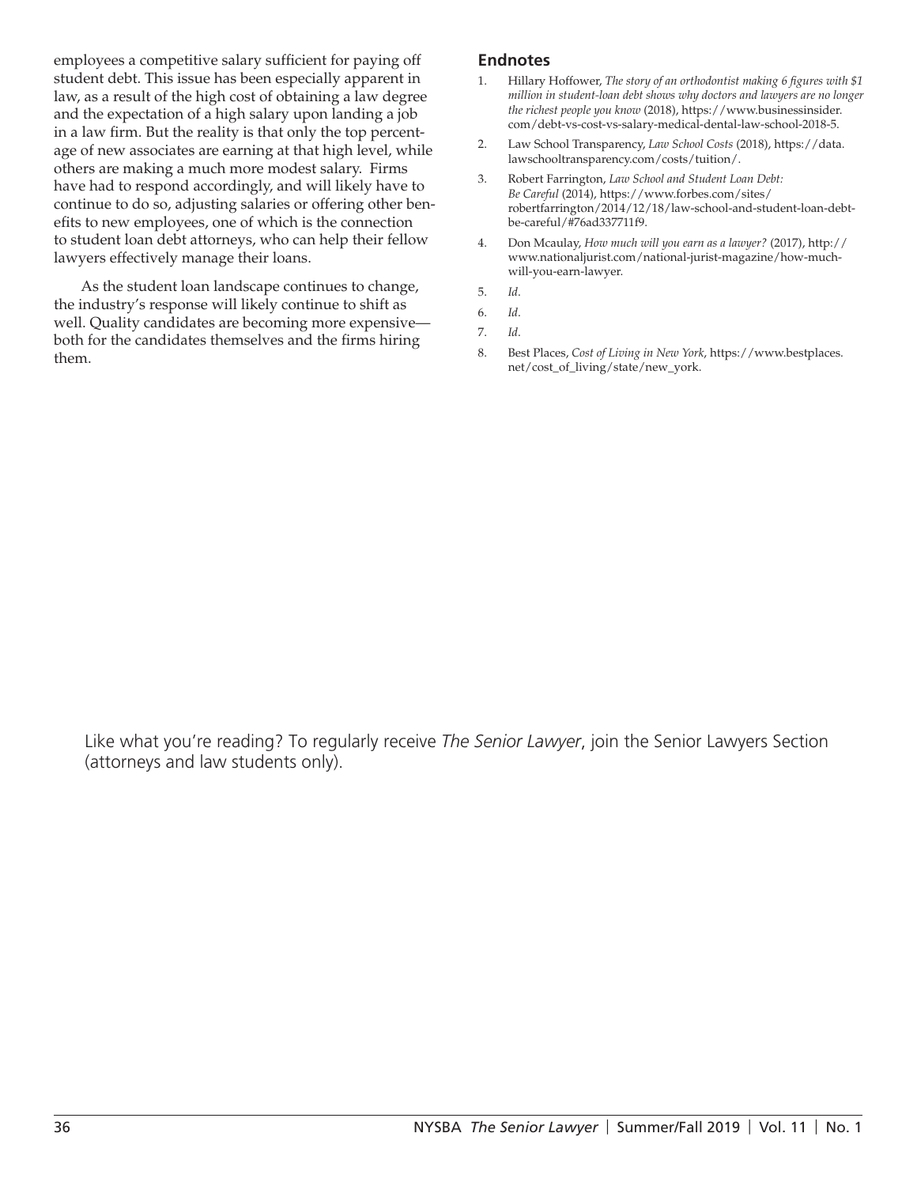employees a competitive salary sufficient for paying off student debt. This issue has been especially apparent in law, as a result of the high cost of obtaining a law degree and the expectation of a high salary upon landing a job in a law firm. But the reality is that only the top percentage of new associates are earning at that high level, while others are making a much more modest salary. Firms have had to respond accordingly, and will likely have to continue to do so, adjusting salaries or offering other benefits to new employees, one of which is the connection to student loan debt attorneys, who can help their fellow lawyers effectively manage their loans.

As the student loan landscape continues to change, the industry's response will likely continue to shift as well. Quality candidates are becoming more expensive—both for the candidates themselves and the firms hiring them.

## Endnotes

1. Hillary Hoffower, *The story of an orthodontist making 6 figures with $1 million in student-loan debt shows why doctors and lawyers are no longer the richest people you know* (2018), https://www.businessinsider.com/debt-vs-cost-vs-salary-medical-dental-law-school-2018-5.
2. Law School Transparency, *Law School Costs* (2018), https://data.lawschooltransparency.com/costs/tuition/.
3. Robert Farrington, *Law School and Student Loan Debt: Be Careful* (2014), https://www.forbes.com/sites/robertfarrington/2014/12/18/law-school-and-student-loan-debt-be-careful/#76ad337711f9.
4. Don Mcaulay, *How much will you earn as a lawyer?* (2017), http://www.nationaljurist.com/national-jurist-magazine/how-much-will-you-earn-lawyer.
5. *Id*.
6. *Id*.
7. *Id*.
8. Best Places, *Cost of Living in New York*, https://www.bestplaces.net/cost_of_living/state/new_york.

Like what you're reading? To regularly receive *The Senior Lawyer*, join the Senior Lawyers Section (attorneys and law students only).